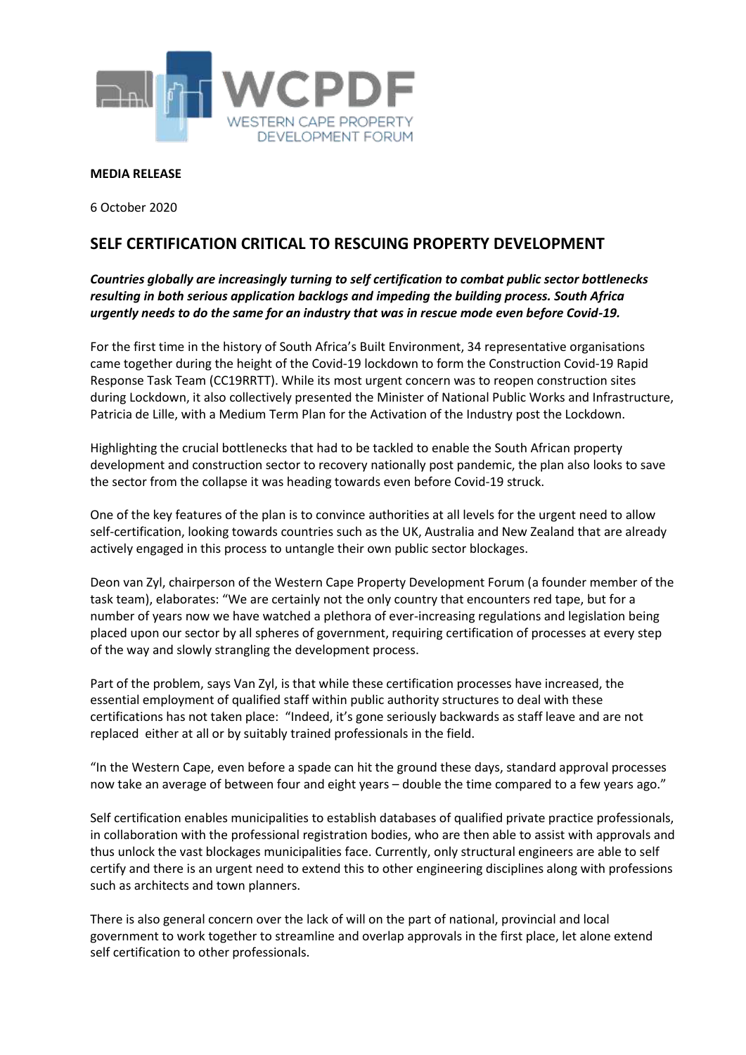**MEDIA RELEASE**

6 October 2020

## SELF CERTIFICATION CRITICAL TO RESCUING PROPERTY DEVELOPMENT

***Countries globally are increasingly turning to self certification to combat public sector bottlenecks resulting in both serious application backlogs and impeding the building process. South Africa urgently needs to do the same for an industry that was in rescue mode even before Covid-19.***

For the first time in the history of South Africa's Built Environment, 34 representative organisations came together during the height of the Covid-19 lockdown to form the Construction Covid-19 Rapid Response Task Team (CC19RRTT). While its most urgent concern was to reopen construction sites during Lockdown, it also collectively presented the Minister of National Public Works and Infrastructure, Patricia de Lille, with a Medium Term Plan for the Activation of the Industry post the Lockdown.

Highlighting the crucial bottlenecks that had to be tackled to enable the South African property development and construction sector to recovery nationally post pandemic, the plan also looks to save the sector from the collapse it was heading towards even before Covid-19 struck.

One of the key features of the plan is to convince authorities at all levels for the urgent need to allow self-certification, looking towards countries such as the UK, Australia and New Zealand that are already actively engaged in this process to untangle their own public sector blockages.

Deon van Zyl, chairperson of the Western Cape Property Development Forum (a founder member of the task team), elaborates: "We are certainly not the only country that encounters red tape, but for a number of years now we have watched a plethora of ever-increasing regulations and legislation being placed upon our sector by all spheres of government, requiring certification of processes at every step of the way and slowly strangling the development process.

Part of the problem, says Van Zyl, is that while these certification processes have increased, the essential employment of qualified staff within public authority structures to deal with these certifications has not taken place: "Indeed, it's gone seriously backwards as staff leave and are not replaced either at all or by suitably trained professionals in the field.

"In the Western Cape, even before a spade can hit the ground these days, standard approval processes now take an average of between four and eight years – double the time compared to a few years ago."

Self certification enables municipalities to establish databases of qualified private practice professionals, in collaboration with the professional registration bodies, who are then able to assist with approvals and thus unlock the vast blockages municipalities face. Currently, only structural engineers are able to self certify and there is an urgent need to extend this to other engineering disciplines along with professions such as architects and town planners.

There is also general concern over the lack of will on the part of national, provincial and local government to work together to streamline and overlap approvals in the first place, let alone extend self certification to other professionals.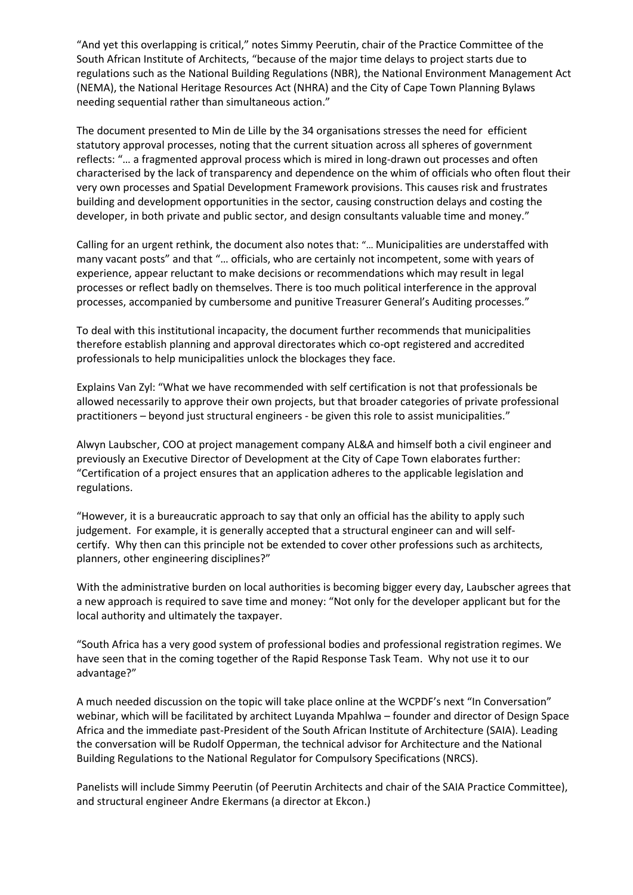"And yet this overlapping is critical," notes Simmy Peerutin, chair of the Practice Committee of the South African Institute of Architects, "because of the major time delays to project starts due to regulations such as the National Building Regulations (NBR), the National Environment Management Act (NEMA), the National Heritage Resources Act (NHRA) and the City of Cape Town Planning Bylaws needing sequential rather than simultaneous action."

The document presented to Min de Lille by the 34 organisations stresses the need for efficient statutory approval processes, noting that the current situation across all spheres of government reflects: "… a fragmented approval process which is mired in long-drawn out processes and often characterised by the lack of transparency and dependence on the whim of officials who often flout their very own processes and Spatial Development Framework provisions. This causes risk and frustrates building and development opportunities in the sector, causing construction delays and costing the developer, in both private and public sector, and design consultants valuable time and money."

Calling for an urgent rethink, the document also notes that: "… Municipalities are understaffed with many vacant posts" and that "… officials, who are certainly not incompetent, some with years of experience, appear reluctant to make decisions or recommendations which may result in legal processes or reflect badly on themselves. There is too much political interference in the approval processes, accompanied by cumbersome and punitive Treasurer General's Auditing processes."

To deal with this institutional incapacity, the document further recommends that municipalities therefore establish planning and approval directorates which co-opt registered and accredited professionals to help municipalities unlock the blockages they face.

Explains Van Zyl: "What we have recommended with self certification is not that professionals be allowed necessarily to approve their own projects, but that broader categories of private professional practitioners – beyond just structural engineers - be given this role to assist municipalities."

Alwyn Laubscher, COO at project management company AL&A and himself both a civil engineer and previously an Executive Director of Development at the City of Cape Town elaborates further: "Certification of a project ensures that an application adheres to the applicable legislation and regulations.

"However, it is a bureaucratic approach to say that only an official has the ability to apply such judgement. For example, it is generally accepted that a structural engineer can and will self-certify. Why then can this principle not be extended to cover other professions such as architects, planners, other engineering disciplines?"

With the administrative burden on local authorities is becoming bigger every day, Laubscher agrees that a new approach is required to save time and money: "Not only for the developer applicant but for the local authority and ultimately the taxpayer.

"South Africa has a very good system of professional bodies and professional registration regimes. We have seen that in the coming together of the Rapid Response Task Team. Why not use it to our advantage?"

A much needed discussion on the topic will take place online at the WCPDF's next "In Conversation" webinar, which will be facilitated by architect Luyanda Mpahlwa – founder and director of Design Space Africa and the immediate past-President of the South African Institute of Architecture (SAIA). Leading the conversation will be Rudolf Opperman, the technical advisor for Architecture and the National Building Regulations to the National Regulator for Compulsory Specifications (NRCS).

Panelists will include Simmy Peerutin (of Peerutin Architects and chair of the SAIA Practice Committee), and structural engineer Andre Ekermans (a director at Ekcon.)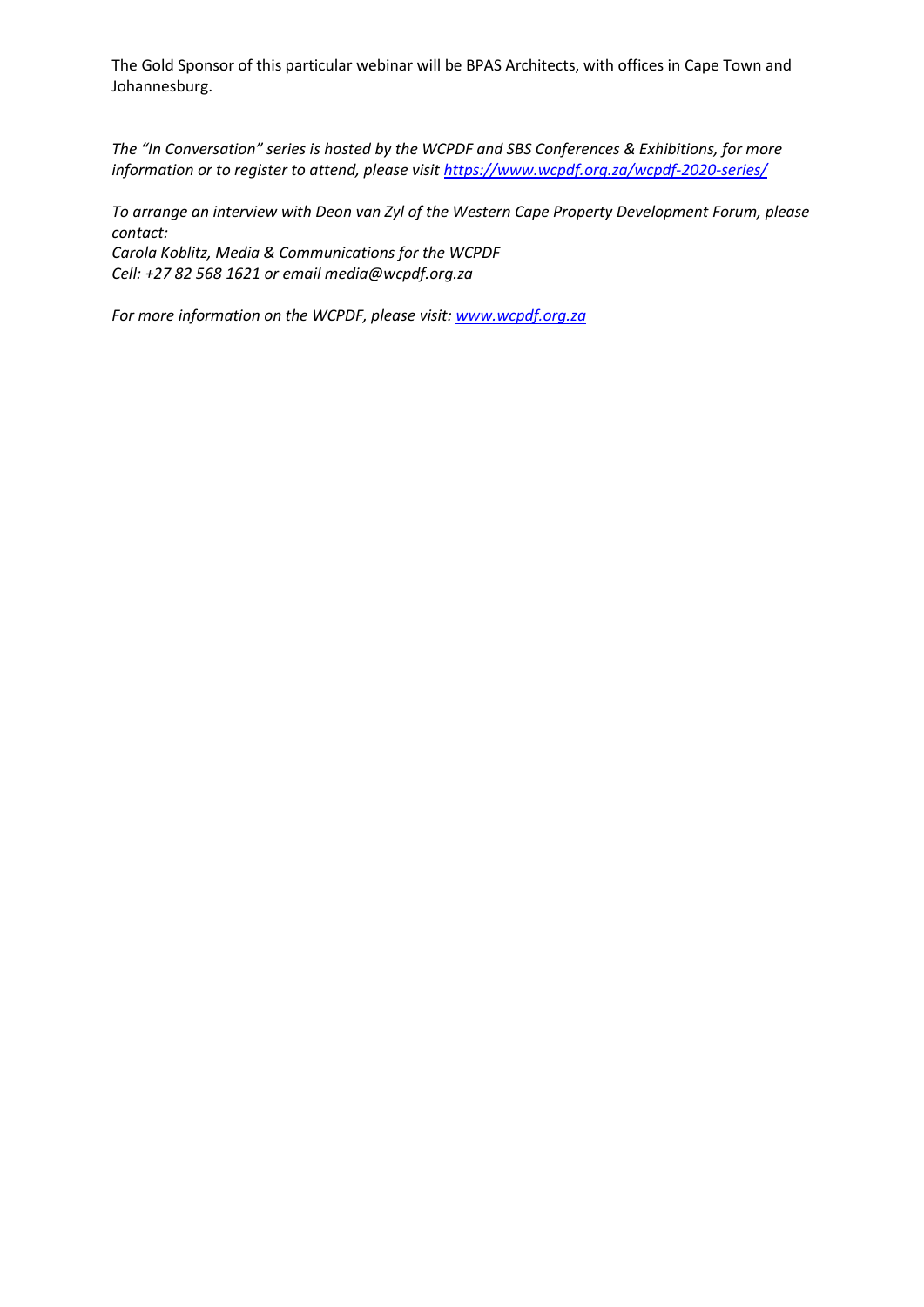The Gold Sponsor of this particular webinar will be BPAS Architects, with offices in Cape Town and Johannesburg.

*The "In Conversation" series is hosted by the WCPDF and SBS Conferences & Exhibitions, for more information or to register to attend, please visit https://www.wcpdf.org.za/wcpdf-2020-series/*

*To arrange an interview with Deon van Zyl of the Western Cape Property Development Forum, please contact:*
*Carola Koblitz, Media & Communications for the WCPDF*
*Cell: +27 82 568 1621 or email media@wcpdf.org.za*

*For more information on the WCPDF, please visit: www.wcpdf.org.za*